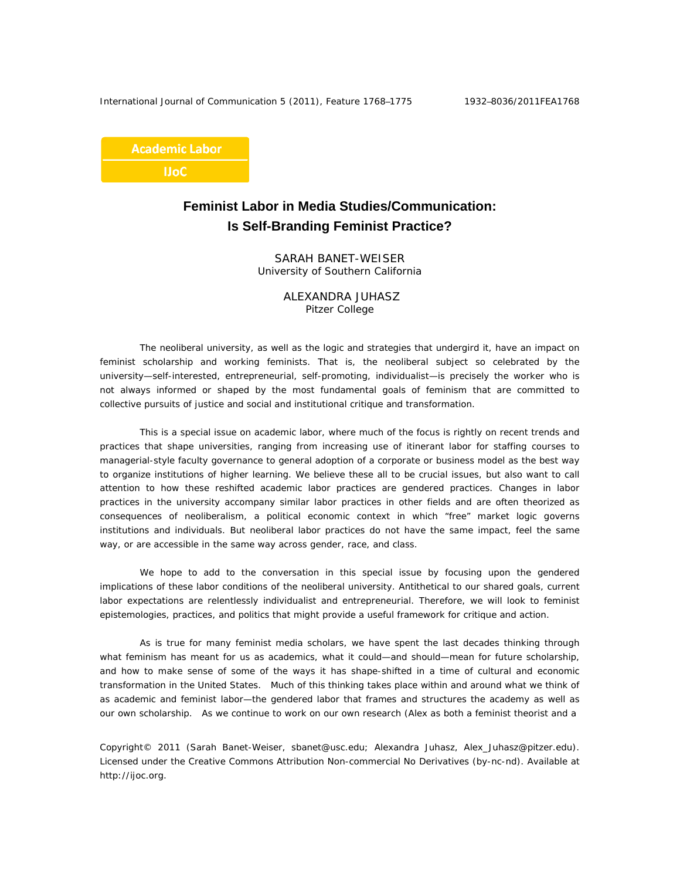Academic Labor

IJoC

# Feminist Labor in Media Studies/Communication: Is Self-Branding Feminist Practice?

SARAH BANET-WEISER
University of Southern California

ALEXANDRA JUHASZ
Pitzer College

The neoliberal university, as well as the logic and strategies that undergird it, have an impact on feminist scholarship and working feminists. That is, the neoliberal subject so celebrated by the university—self-interested, entrepreneurial, self-promoting, individualist—is precisely the worker who is not always informed or shaped by the most fundamental goals of feminism that are committed to collective pursuits of justice and social and institutional critique and transformation.

This is a special issue on academic labor, where much of the focus is rightly on recent trends and practices that shape universities, ranging from increasing use of itinerant labor for staffing courses to managerial-style faculty governance to general adoption of a corporate or business model as the best way to organize institutions of higher learning. We believe these all to be crucial issues, but also want to call attention to how these reshifted academic labor practices are gendered practices. Changes in labor practices in the university accompany similar labor practices in other fields and are often theorized as consequences of neoliberalism, a political economic context in which "free" market logic governs institutions and individuals. But neoliberal labor practices do not have the same impact, feel the same way, or are accessible in the same way across gender, race, and class.

We hope to add to the conversation in this special issue by focusing upon the gendered implications of these labor conditions of the neoliberal university. Antithetical to our shared goals, current labor expectations are relentlessly individualist and entrepreneurial. Therefore, we will look to feminist epistemologies, practices, and politics that might provide a useful framework for critique and action.

As is true for many feminist media scholars, we have spent the last decades thinking through what feminism has meant for us as academics, what it could—and should—mean for future scholarship, and how to make sense of some of the ways it has shape-shifted in a time of cultural and economic transformation in the United States. Much of this thinking takes place within and around what we think of as academic and feminist labor—the gendered labor that frames and structures the academy as well as our own scholarship. As we continue to work on our own research (Alex as both a feminist theorist and a

Copyright© 2011 (Sarah Banet-Weiser, sbanet@usc.edu; Alexandra Juhasz, Alex_Juhasz@pitzer.edu). Licensed under the Creative Commons Attribution Non-commercial No Derivatives (by-nc-nd). Available at http://ijoc.org.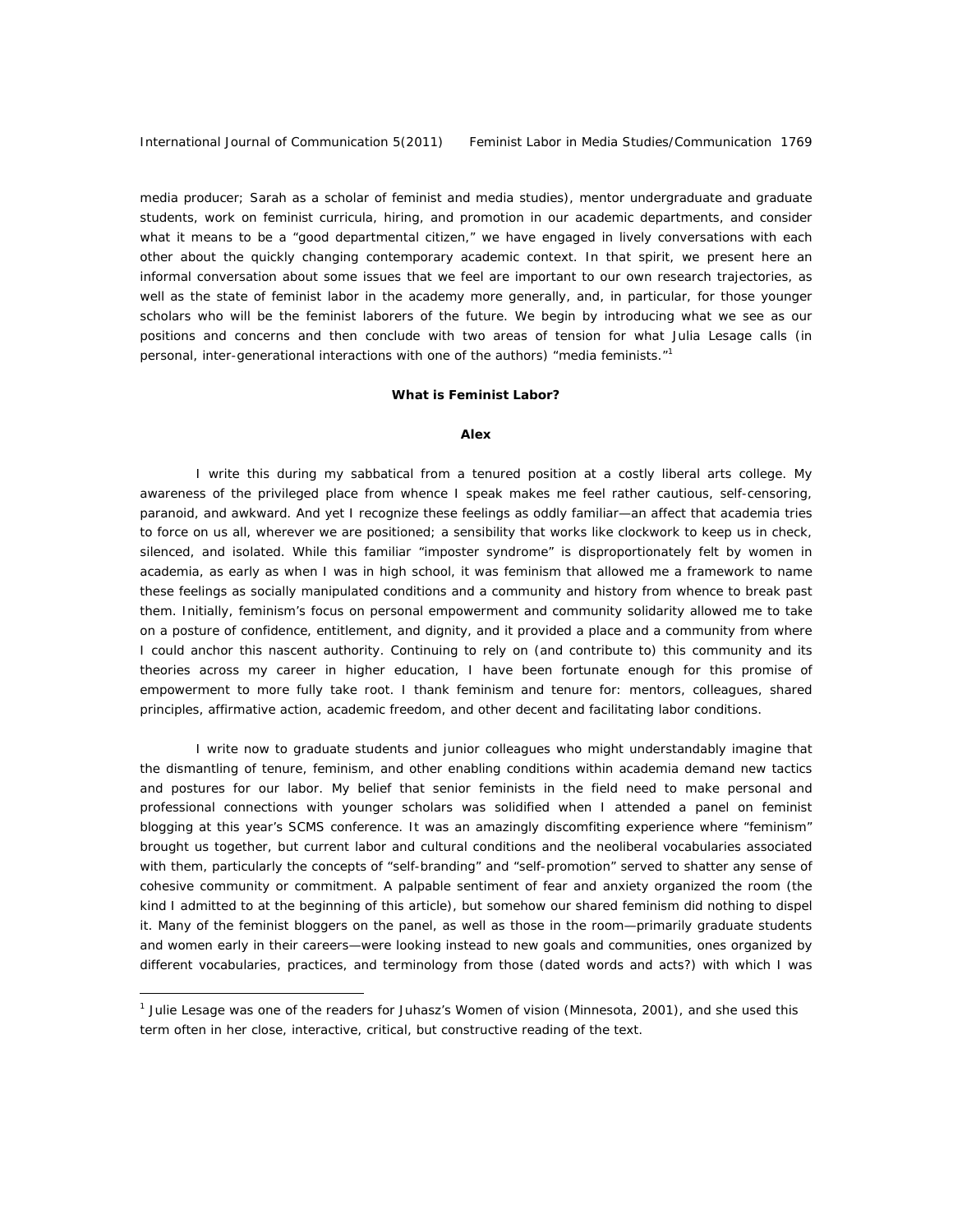media producer; Sarah as a scholar of feminist and media studies), mentor undergraduate and graduate students, work on feminist curricula, hiring, and promotion in our academic departments, and consider what it means to be a "good departmental citizen," we have engaged in lively conversations with each other about the quickly changing contemporary academic context. In that spirit, we present here an informal conversation about some issues that we feel are important to our own research trajectories, as well as the state of feminist labor in the academy more generally, and, in particular, for those younger scholars who will be the feminist laborers of the future. We begin by introducing what we see as our positions and concerns and then conclude with two areas of tension for what Julia Lesage calls (in personal, inter-generational interactions with one of the authors) "media feminists."[1]

### What is Feminist Labor?

#### Alex

I write this during my sabbatical from a tenured position at a costly liberal arts college. My awareness of the privileged place from whence I speak makes me feel rather cautious, self-censoring, paranoid, and awkward. And yet I recognize these feelings as oddly familiar—an affect that academia tries to force on us all, wherever we are positioned; a sensibility that works like clockwork to keep us in check, silenced, and isolated. While this familiar "imposter syndrome" is disproportionately felt by women in academia, as early as when I was in high school, it was feminism that allowed me a framework to name these feelings as socially manipulated conditions and a community and history from whence to break past them. Initially, feminism's focus on personal empowerment and community solidarity allowed me to take on a posture of confidence, entitlement, and dignity, and it provided a place and a community from where I could anchor this nascent authority. Continuing to rely on (and contribute to) this community and its theories across my career in higher education, I have been fortunate enough for this promise of empowerment to more fully take root. I thank feminism and tenure for: mentors, colleagues, shared principles, affirmative action, academic freedom, and other decent and facilitating labor conditions.

I write now to graduate students and junior colleagues who might understandably imagine that the dismantling of tenure, feminism, and other enabling conditions within academia demand new tactics and postures for our labor. My belief that senior feminists in the field need to make personal and professional connections with younger scholars was solidified when I attended a panel on feminist blogging at this year's SCMS conference. It was an amazingly discomfiting experience where "feminism" brought us together, but current labor and cultural conditions and the neoliberal vocabularies associated with them, particularly the concepts of "self-branding" and "self-promotion" served to shatter any sense of cohesive community or commitment. A palpable sentiment of fear and anxiety organized the room (the kind I admitted to at the beginning of this article), but somehow our shared feminism did nothing to dispel it. Many of the feminist bloggers on the panel, as well as those in the room—primarily graduate students and women early in their careers—were looking instead to new goals and communities, ones organized by different vocabularies, practices, and terminology from those (dated words and acts?) with which I was

---

[1] Julie Lesage was one of the readers for Juhasz's *Women of vision* (Minnesota, 2001), and she used this term often in her close, interactive, critical, but constructive reading of the text.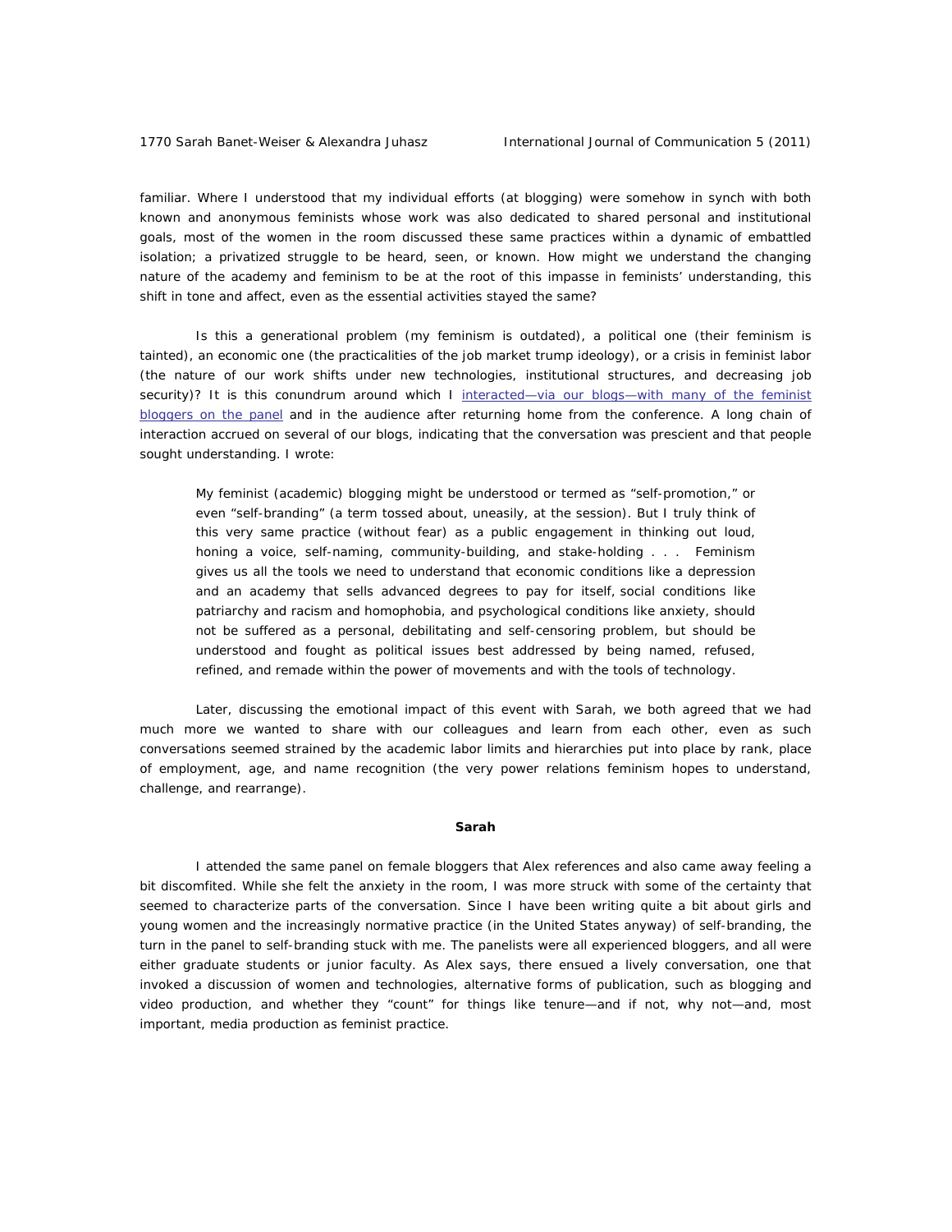familiar. Where I understood that my individual efforts (at blogging) were somehow in synch with both known and anonymous feminists whose work was also dedicated to shared personal and institutional goals, most of the women in the room discussed these same practices within a dynamic of embattled isolation; a privatized struggle to be heard, seen, or known. How might we understand the changing nature of the academy and feminism to be at the root of this impasse in feminists' understanding, this shift in tone and affect, even as the essential activities stayed the same?

Is this a generational problem (my feminism is outdated), a political one (their feminism is tainted), an economic one (the practicalities of the job market trump ideology), or a crisis in feminist labor (the nature of our work shifts under new technologies, institutional structures, and decreasing job security)? It is this conundrum around which I interacted—via our blogs—with many of the feminist bloggers on the panel and in the audience after returning home from the conference. A long chain of interaction accrued on several of our blogs, indicating that the conversation was prescient and that people sought understanding. I wrote:

> My feminist (academic) blogging might be understood or termed as "self-promotion," or even "self-branding" (a term tossed about, uneasily, at the session). But I truly think of this very same practice (without fear) as a public engagement in thinking out loud, honing a voice, self-naming, community-building, and stake-holding . . . Feminism gives us all the tools we need to understand that economic conditions like a depression and an academy that sells advanced degrees to pay for itself, social conditions like patriarchy and racism and homophobia, and psychological conditions like anxiety, should not be suffered as a personal, debilitating and self-censoring problem, but should be understood and fought as political issues best addressed by being named, refused, refined, and remade within the power of movements and with the tools of technology.

Later, discussing the emotional impact of this event with Sarah, we both agreed that we had much more we wanted to share with our colleagues and learn from each other, even as such conversations seemed strained by the academic labor limits and hierarchies put into place by rank, place of employment, age, and name recognition (the very power relations feminism hopes to understand, challenge, and rearrange).

**Sarah**

I attended the same panel on female bloggers that Alex references and also came away feeling a bit discomfited. While she felt the anxiety in the room, I was more struck with some of the certainty that seemed to characterize parts of the conversation. Since I have been writing quite a bit about girls and young women and the increasingly normative practice (in the United States anyway) of self-branding, the turn in the panel to self-branding stuck with me. The panelists were all experienced bloggers, and all were either graduate students or junior faculty. As Alex says, there ensued a lively conversation, one that invoked a discussion of women and technologies, alternative forms of publication, such as blogging and video production, and whether they "count" for things like tenure—and if not, why not—and, most important, media production as feminist practice.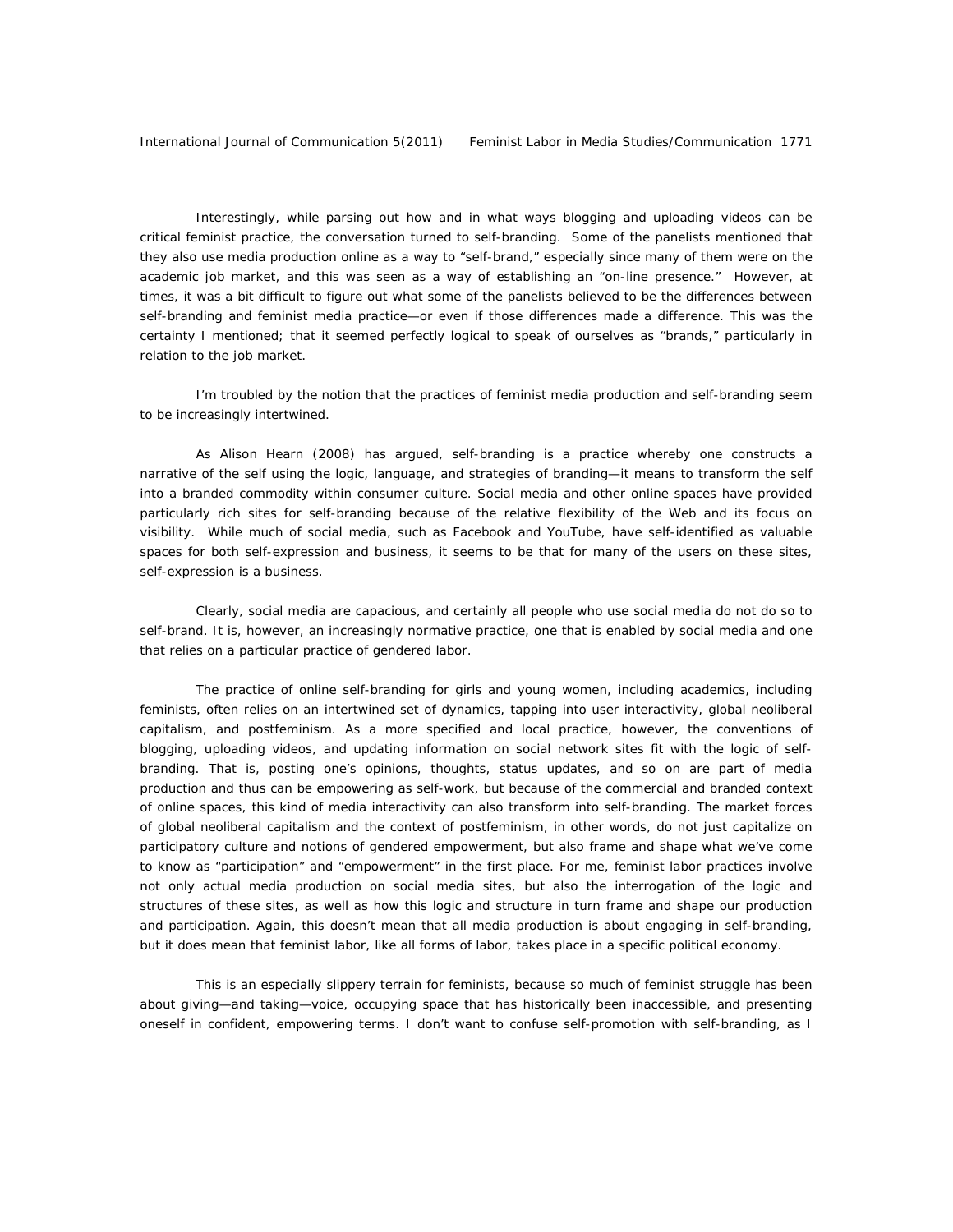Interestingly, while parsing out how and in what ways blogging and uploading videos can be critical feminist practice, the conversation turned to self-branding. Some of the panelists mentioned that they also use media production online as a way to "self-brand," especially since many of them were on the academic job market, and this was seen as a way of establishing an "on-line presence." However, at times, it was a bit difficult to figure out what some of the panelists believed to be the differences between self-branding and feminist media practice—or even if those differences made a difference. This was the certainty I mentioned; that it seemed perfectly logical to speak of ourselves as "brands," particularly in relation to the job market.

I'm troubled by the notion that the practices of feminist media production and self-branding seem to be increasingly intertwined.

As Alison Hearn (2008) has argued, self-branding is a practice whereby one constructs a narrative of the self using the logic, language, and strategies of branding—it means to transform the self into a branded commodity within consumer culture. Social media and other online spaces have provided particularly rich sites for self-branding because of the relative flexibility of the Web and its focus on visibility. While much of social media, such as Facebook and YouTube, have self-identified as valuable spaces for both self-expression and business, it seems to be that for many of the users on these sites, self-expression is a business.

Clearly, social media are capacious, and certainly all people who use social media do not do so to self-brand. It is, however, an increasingly normative practice, one that is enabled by social media and one that relies on a particular practice of gendered labor.

The practice of online self-branding for girls and young women, including academics, including feminists, often relies on an intertwined set of dynamics, tapping into user interactivity, global neoliberal capitalism, and postfeminism. As a more specified and local practice, however, the conventions of blogging, uploading videos, and updating information on social network sites fit with the logic of self-branding. That is, posting one's opinions, thoughts, status updates, and so on are part of media production and thus can be empowering as self-work, but because of the commercial and branded context of online spaces, this kind of media interactivity can also transform into self-branding. The market forces of global neoliberal capitalism and the context of postfeminism, in other words, do not just capitalize on participatory culture and notions of gendered empowerment, but also frame and shape what we've come to know as "participation" and "empowerment" in the first place. For me, feminist labor practices involve not only actual media production on social media sites, but also the interrogation of the logic and structures of these sites, as well as how this logic and structure in turn frame and shape our production and participation. Again, this doesn't mean that all media production is about engaging in self-branding, but it does mean that feminist labor, like all forms of labor, takes place in a specific political economy.

This is an especially slippery terrain for feminists, because so much of feminist struggle has been about giving—and taking—voice, occupying space that has historically been inaccessible, and presenting oneself in confident, empowering terms. I don't want to confuse self-promotion with self-branding, as I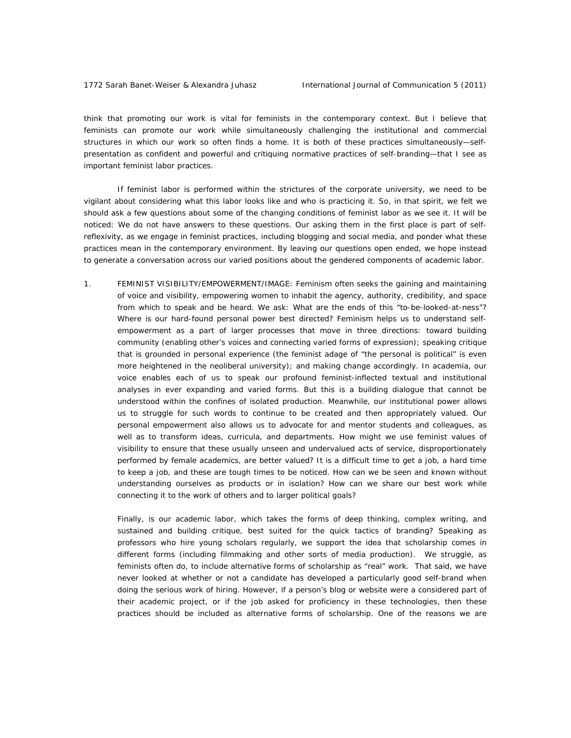think that promoting our work is vital for feminists in the contemporary context. But I believe that feminists can promote our work while simultaneously challenging the institutional and commercial structures in which our work so often finds a home. It is both of these practices simultaneously—self-presentation as confident and powerful and critiquing normative practices of self-branding—that I see as important feminist labor practices.

If feminist labor is performed within the strictures of the corporate university, we need to be vigilant about considering what this labor looks like and who is practicing it. So, in that spirit, we felt we should ask a few questions about some of the changing conditions of feminist labor as we see it. It will be noticed: We do not have answers to these questions. Our asking them in the first place is part of self-reflexivity, as we engage in feminist practices, including blogging and social media, and ponder what these practices mean in the contemporary environment. By leaving our questions open ended, we hope instead to generate a conversation across our varied positions about the gendered components of academic labor.

1. FEMINIST VISIBILITY/EMPOWERMENT/IMAGE: Feminism often seeks the gaining and maintaining of voice and visibility, empowering women to inhabit the agency, authority, credibility, and space from which to speak and be heard. We ask: What are the ends of this "to-be-looked-at-ness"? Where is our hard-found personal power best directed? Feminism helps us to understand self-empowerment as a part of larger processes that move in three directions: toward building community (enabling other's voices and connecting varied forms of expression); speaking critique that is grounded in personal experience (the feminist adage of "the personal is political" is even more heightened in the neoliberal university); and making change accordingly. In academia, our voice enables each of us to speak our profound feminist-inflected textual and institutional analyses in ever expanding and varied forms. But this is a building dialogue that cannot be understood within the confines of isolated production. Meanwhile, our institutional power allows us to struggle for such words to continue to be created and then appropriately valued. Our personal empowerment also allows us to advocate for and mentor students and colleagues, as well as to transform ideas, curricula, and departments. How might we use feminist values of visibility to ensure that these usually unseen and undervalued acts of service, disproportionately performed by female academics, are better valued? It is a difficult time to get a job, a hard time to keep a job, and these are tough times to be noticed. How can we be seen and known without understanding ourselves as products or in isolation? How can we share our best work while connecting it to the work of others and to larger political goals?

   Finally, is our academic labor, which takes the forms of deep thinking, complex writing, and sustained and building critique, best suited for the quick tactics of branding? Speaking as professors who hire young scholars regularly, we support the idea that scholarship comes in different forms (including filmmaking and other sorts of media production). We struggle, as feminists often do, to include alternative forms of scholarship as "real" work. That said, we have never looked at whether or not a candidate has developed a particularly good self-brand when doing the serious work of hiring. However, if a person's blog or website were a considered part of their academic project, or if the job asked for proficiency in these technologies, then these practices should be included as alternative forms of scholarship. One of the reasons we are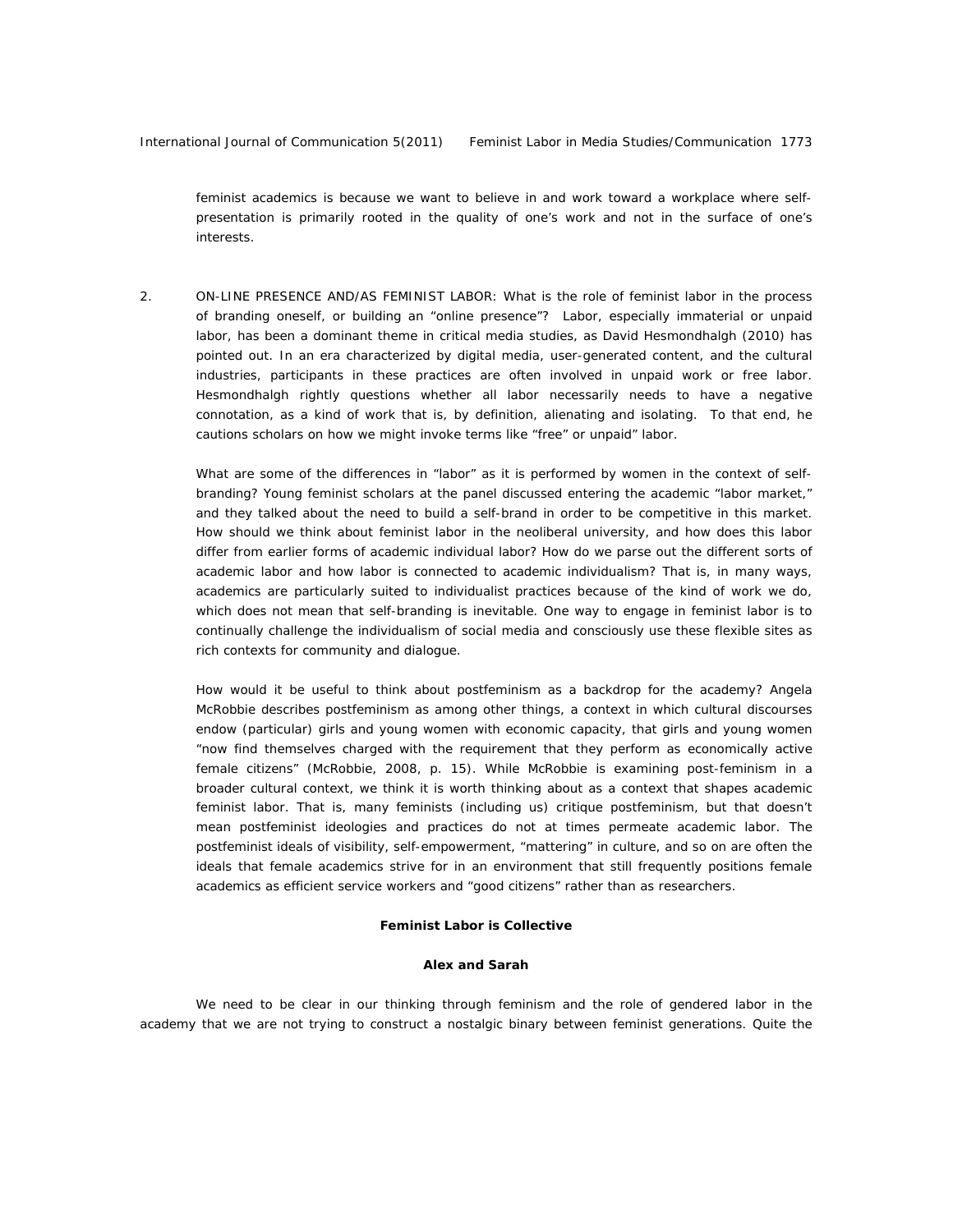feminist academics is because we want to believe in and work toward a workplace where self-presentation is primarily rooted in the quality of one's work and not in the surface of one's interests.

2. ON-LINE PRESENCE AND/AS FEMINIST LABOR: What is the role of feminist labor in the process of branding oneself, or building an "online presence"? Labor, especially immaterial or unpaid labor, has been a dominant theme in critical media studies, as David Hesmondhalgh (2010) has pointed out. In an era characterized by digital media, user-generated content, and the cultural industries, participants in these practices are often involved in unpaid work or free labor. Hesmondhalgh rightly questions whether all labor necessarily needs to have a negative connotation, as a kind of work that is, by definition, alienating and isolating. To that end, he cautions scholars on how we might invoke terms like "free" or unpaid" labor.

   What are some of the differences in "labor" as it is performed by women in the context of self-branding? Young feminist scholars at the panel discussed entering the academic "labor market," and they talked about the need to build a self-brand in order to be competitive in this market. How should we think about feminist labor in the neoliberal university, and how does this labor differ from earlier forms of academic individual labor? How do we parse out the different sorts of academic labor and how labor is connected to academic individualism? That is, in many ways, academics are particularly suited to individualist practices because of the kind of work we do, which does not mean that self-branding is inevitable. One way to engage in feminist labor is to continually challenge the individualism of social media and consciously use these flexible sites as rich contexts for community and dialogue.

   How would it be useful to think about postfeminism as a backdrop for the academy? Angela McRobbie describes postfeminism as among other things, a context in which cultural discourses endow (particular) girls and young women with economic capacity, that girls and young women "now find themselves charged with the requirement that they perform as economically active female citizens" (McRobbie, 2008, p. 15). While McRobbie is examining post-feminism in a broader cultural context, we think it is worth thinking about as a context that shapes academic feminist labor. That is, many feminists (including us) critique postfeminism, but that doesn't mean postfeminist ideologies and practices do not at times permeate academic labor. The postfeminist ideals of visibility, self-empowerment, "mattering" in culture, and so on are often the ideals that female academics strive for in an environment that still frequently positions female academics as efficient service workers and "good citizens" rather than as researchers.

### Feminist Labor is Collective

**Alex and Sarah**

We need to be clear in our thinking through feminism and the role of gendered labor in the academy that we are not trying to construct a nostalgic binary between feminist generations. Quite the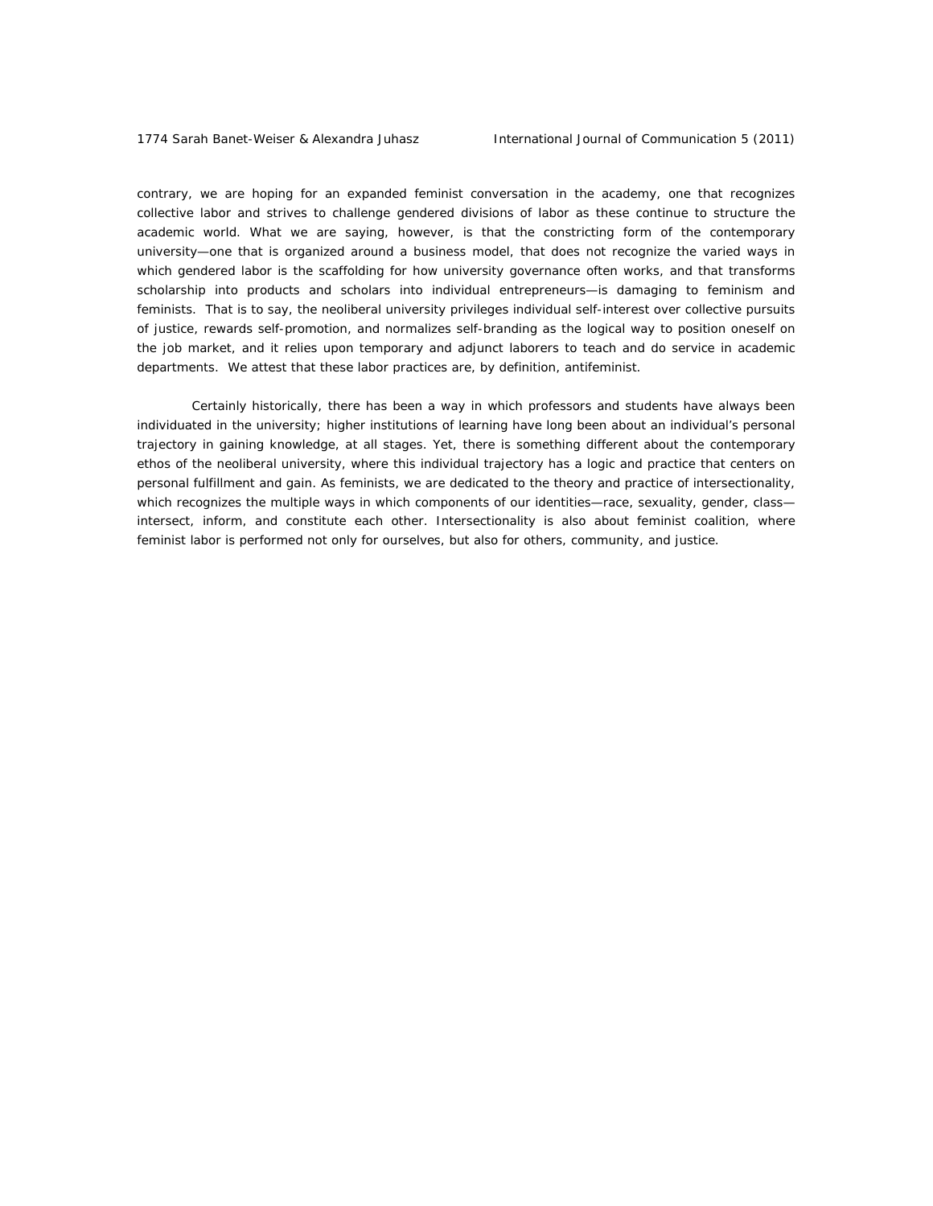contrary, we are hoping for an expanded feminist conversation in the academy, one that recognizes collective labor and strives to challenge gendered divisions of labor as these continue to structure the academic world. What we are saying, however, is that the constricting form of the contemporary university—one that is organized around a business model, that does not recognize the varied ways in which gendered labor is the scaffolding for how university governance often works, and that transforms scholarship into products and scholars into individual entrepreneurs—is damaging to feminism and feminists. That is to say, the neoliberal university privileges individual self-interest over collective pursuits of justice, rewards self-promotion, and normalizes self-branding as the logical way to position oneself on the job market, and it relies upon temporary and adjunct laborers to teach and do service in academic departments. We attest that these labor practices are, by definition, antifeminist.

Certainly historically, there has been a way in which professors and students have always been individuated in the university; higher institutions of learning have long been about an individual's personal trajectory in gaining knowledge, at all stages. Yet, there is something different about the contemporary ethos of the neoliberal university, where this individual trajectory has a logic and practice that centers on personal fulfillment and gain. As feminists, we are dedicated to the theory and practice of intersectionality, which recognizes the multiple ways in which components of our identities—race, sexuality, gender, class—intersect, inform, and constitute each other. Intersectionality is also about feminist coalition, where feminist labor is performed not only for ourselves, but also for others, community, and justice.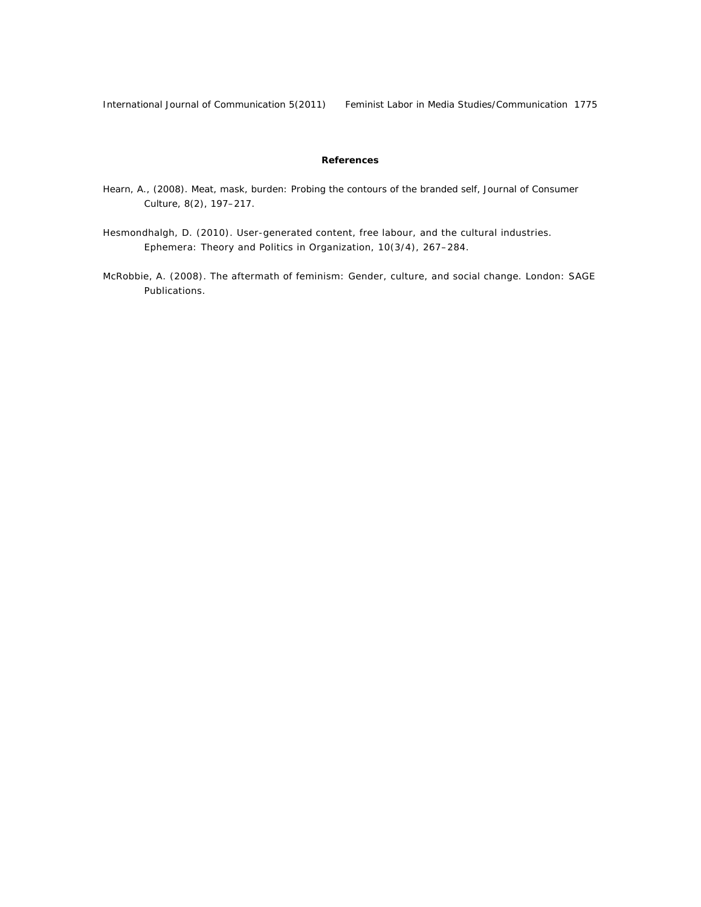**References**

Hearn, A., (2008). Meat, mask, burden: Probing the contours of the branded self, Journal of Consumer Culture, 8(2), 197–217.

Hesmondhalgh, D. (2010). User-generated content, free labour, and the cultural industries. Ephemera: Theory and Politics in Organization, 10(3/4), 267–284.

McRobbie, A. (2008). The aftermath of feminism: Gender, culture, and social change. London: SAGE Publications.